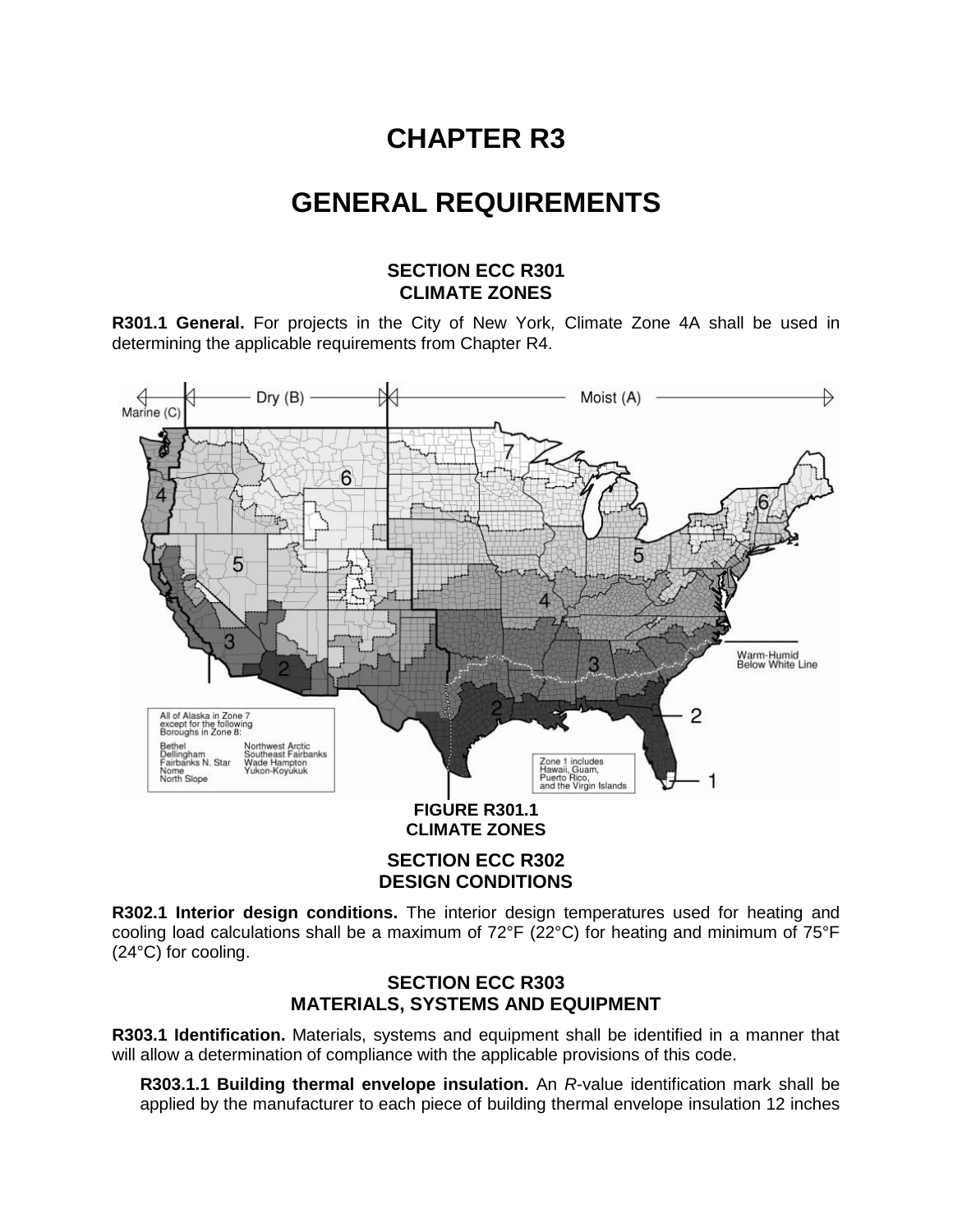# CHAPTER R3

# GENERAL REQUIREMENTS

## SECTION ECC R301
## CLIMATE ZONES

**R301.1 General.** For projects in the City of New York, Climate Zone 4A shall be used in determining the applicable requirements from Chapter R4.

**FIGURE R301.1**
**CLIMATE ZONES**

## SECTION ECC R302
## DESIGN CONDITIONS

**R302.1 Interior design conditions.** The interior design temperatures used for heating and cooling load calculations shall be a maximum of 72°F (22°C) for heating and minimum of 75°F (24°C) for cooling.

## SECTION ECC R303
## MATERIALS, SYSTEMS AND EQUIPMENT

**R303.1 Identification.** Materials, systems and equipment shall be identified in a manner that will allow a determination of compliance with the applicable provisions of this code.

**R303.1.1 Building thermal envelope insulation.** An *R*-value identification mark shall be applied by the manufacturer to each piece of building thermal envelope insulation 12 inches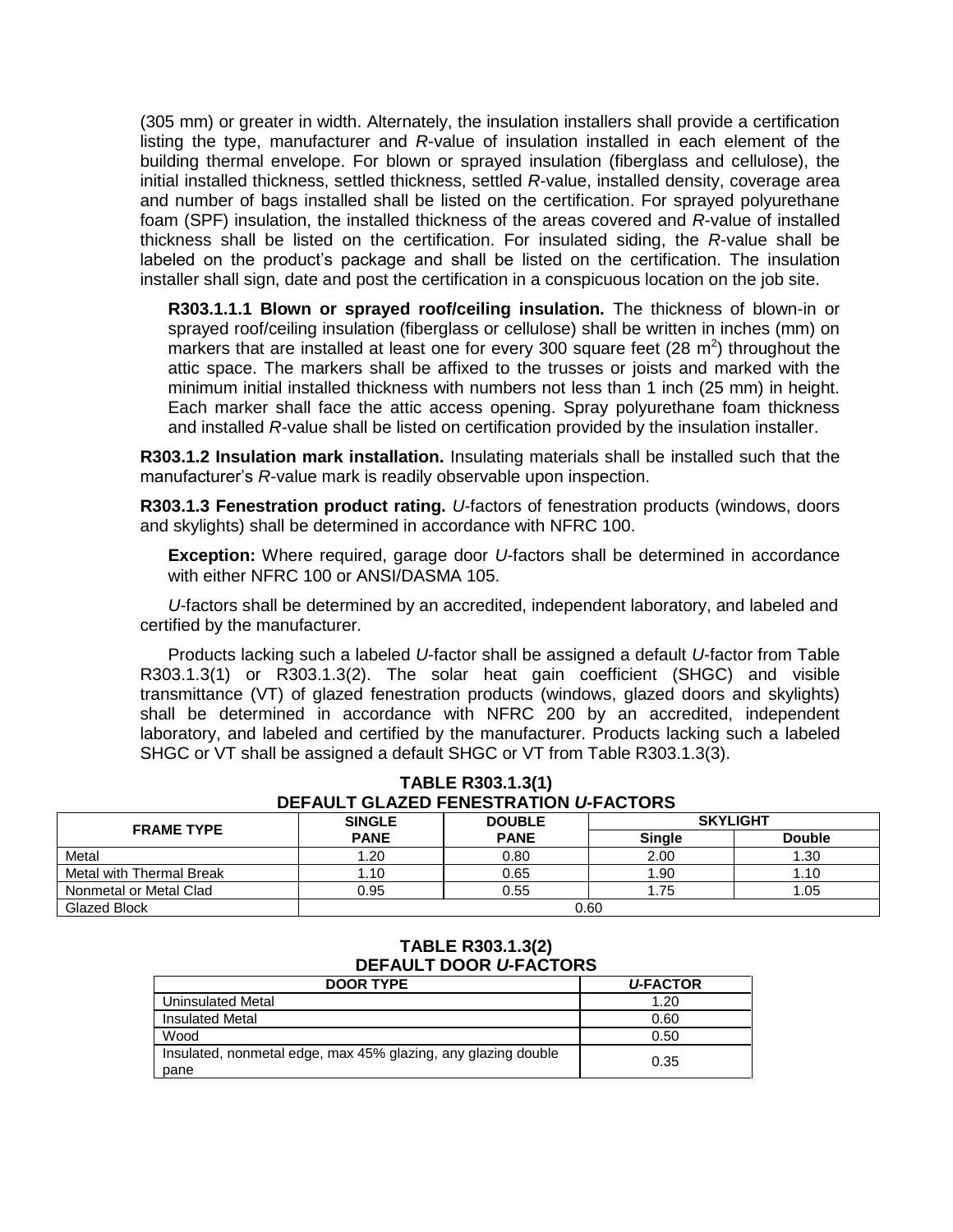(305 mm) or greater in width. Alternately, the insulation installers shall provide a certification listing the type, manufacturer and *R*-value of insulation installed in each element of the building thermal envelope. For blown or sprayed insulation (fiberglass and cellulose), the initial installed thickness, settled thickness, settled *R*-value, installed density, coverage area and number of bags installed shall be listed on the certification. For sprayed polyurethane foam (SPF) insulation, the installed thickness of the areas covered and *R*-value of installed thickness shall be listed on the certification. For insulated siding, the *R*-value shall be labeled on the product's package and shall be listed on the certification. The insulation installer shall sign, date and post the certification in a conspicuous location on the job site.

**R303.1.1.1 Blown or sprayed roof/ceiling insulation.** The thickness of blown-in or sprayed roof/ceiling insulation (fiberglass or cellulose) shall be written in inches (mm) on markers that are installed at least one for every 300 square feet (28 $m^2$) throughout the attic space. The markers shall be affixed to the trusses or joists and marked with the minimum initial installed thickness with numbers not less than 1 inch (25 mm) in height. Each marker shall face the attic access opening. Spray polyurethane foam thickness and installed *R*-value shall be listed on certification provided by the insulation installer.

**R303.1.2 Insulation mark installation.** Insulating materials shall be installed such that the manufacturer's *R*-value mark is readily observable upon inspection.

**R303.1.3 Fenestration product rating.** *U*-factors of fenestration products (windows, doors and skylights) shall be determined in accordance with NFRC 100.

**Exception:** Where required, garage door *U*-factors shall be determined in accordance with either NFRC 100 or ANSI/DASMA 105.

*U*-factors shall be determined by an accredited, independent laboratory, and labeled and certified by the manufacturer.

Products lacking such a labeled *U*-factor shall be assigned a default *U*-factor from Table R303.1.3(1) or R303.1.3(2). The solar heat gain coefficient (SHGC) and visible transmittance (VT) of glazed fenestration products (windows, glazed doors and skylights) shall be determined in accordance with NFRC 200 by an accredited, independent laboratory, and labeled and certified by the manufacturer. Products lacking such a labeled SHGC or VT shall be assigned a default SHGC or VT from Table R303.1.3(3).

**TABLE R303.1.3(1)**
**DEFAULT GLAZED FENESTRATION *U*-FACTORS**

| FRAME TYPE | SINGLE PANE | DOUBLE PANE | SKYLIGHT | |
|---|---|---|---|---|
| | | | Single | Double |
| Metal | 1.20 | 0.80 | 2.00 | 1.30 |
| Metal with Thermal Break | 1.10 | 0.65 | 1.90 | 1.10 |
| Nonmetal or Metal Clad | 0.95 | 0.55 | 1.75 | 1.05 |
| Glazed Block | 0.60 | | | |

**TABLE R303.1.3(2)**
**DEFAULT DOOR *U*-FACTORS**

| DOOR TYPE | *U*-FACTOR |
|---|---|
| Uninsulated Metal | 1.20 |
| Insulated Metal | 0.60 |
| Wood | 0.50 |
| Insulated, nonmetal edge, max 45% glazing, any glazing double pane | 0.35 |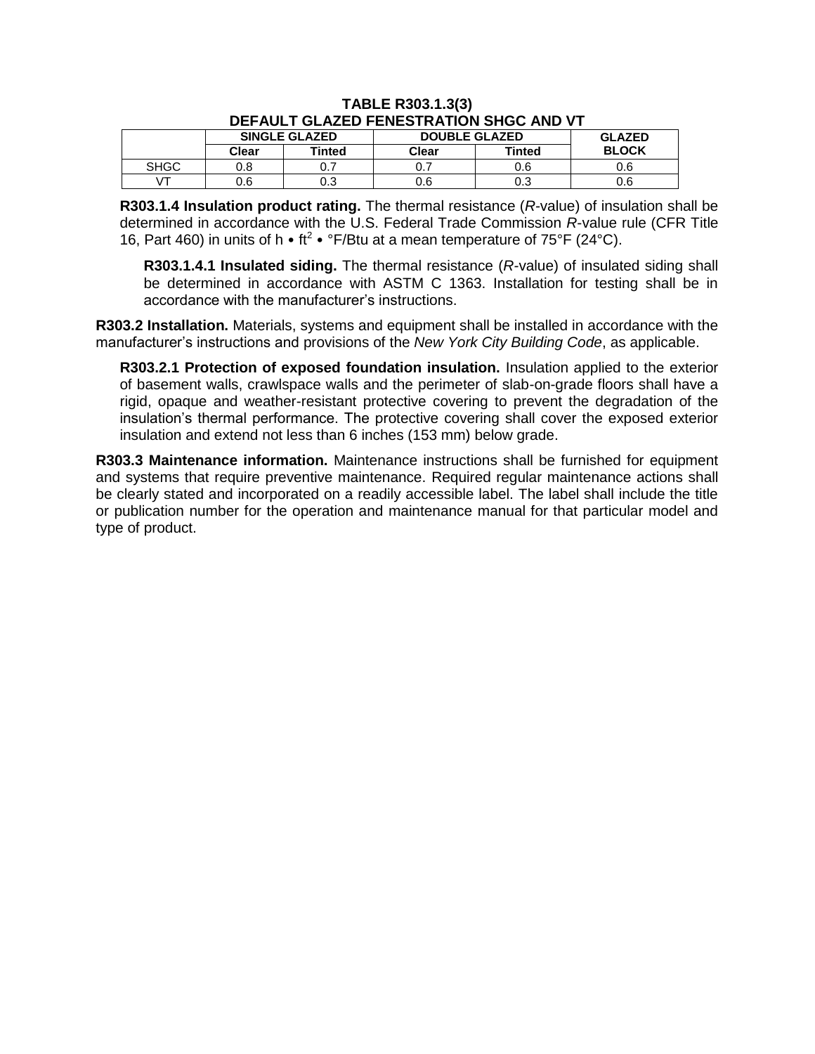**TABLE R303.1.3(3)**
**DEFAULT GLAZED FENESTRATION SHGC AND VT**

| | SINGLE GLAZED | | DOUBLE GLAZED | | GLAZED BLOCK |
|---|---|---|---|---|---|
| | Clear | Tinted | Clear | Tinted | |
| SHGC | 0.8 | 0.7 | 0.7 | 0.6 | 0.6 |
| VT | 0.6 | 0.3 | 0.6 | 0.3 | 0.6 |

**R303.1.4 Insulation product rating.** The thermal resistance (*R*-value) of insulation shall be determined in accordance with the U.S. Federal Trade Commission *R*-value rule (CFR Title 16, Part 460) in units of h • $ft^2$ • °F/Btu at a mean temperature of 75°F (24°C).

**R303.1.4.1 Insulated siding.** The thermal resistance (*R*-value) of insulated siding shall be determined in accordance with ASTM C 1363. Installation for testing shall be in accordance with the manufacturer's instructions.

**R303.2 Installation.** Materials, systems and equipment shall be installed in accordance with the manufacturer's instructions and provisions of the *New York City Building Code*, as applicable.

**R303.2.1 Protection of exposed foundation insulation.** Insulation applied to the exterior of basement walls, crawlspace walls and the perimeter of slab-on-grade floors shall have a rigid, opaque and weather-resistant protective covering to prevent the degradation of the insulation's thermal performance. The protective covering shall cover the exposed exterior insulation and extend not less than 6 inches (153 mm) below grade.

**R303.3 Maintenance information.** Maintenance instructions shall be furnished for equipment and systems that require preventive maintenance. Required regular maintenance actions shall be clearly stated and incorporated on a readily accessible label. The label shall include the title or publication number for the operation and maintenance manual for that particular model and type of product.